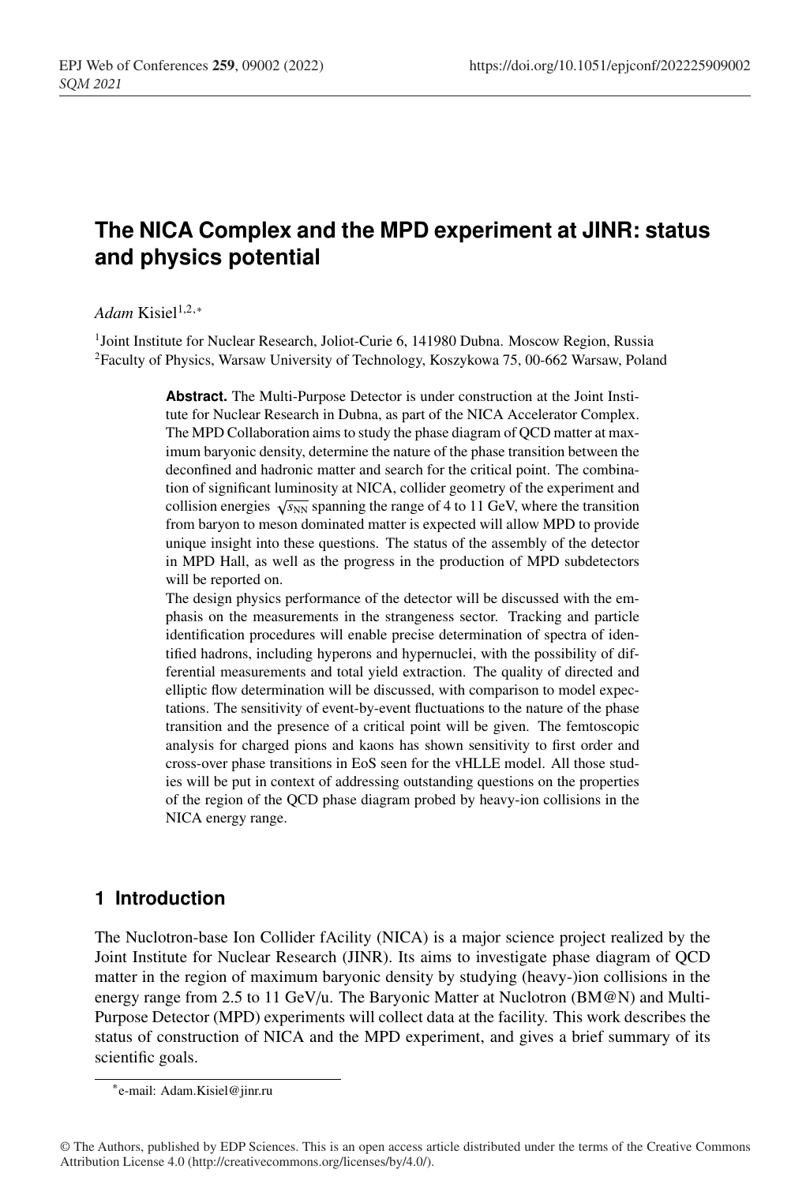# The NICA Complex and the MPD experiment at JINR: status and physics potential

*Adam* Kisiel[1,2,*]

[1]Joint Institute for Nuclear Research, Joliot-Curie 6, 141980 Dubna. Moscow Region, Russia
[2]Faculty of Physics, Warsaw University of Technology, Koszykowa 75, 00-662 Warsaw, Poland

**Abstract.** The Multi-Purpose Detector is under construction at the Joint Institute for Nuclear Research in Dubna, as part of the NICA Accelerator Complex. The MPD Collaboration aims to study the phase diagram of QCD matter at maximum baryonic density, determine the nature of the phase transition between the deconfined and hadronic matter and search for the critical point. The combination of significant luminosity at NICA, collider geometry of the experiment and collision energies $\sqrt{s_{\mathrm{NN}}}$ spanning the range of 4 to 11 GeV, where the transition from baryon to meson dominated matter is expected will allow MPD to provide unique insight into these questions. The status of the assembly of the detector in MPD Hall, as well as the progress in the production of MPD subdetectors will be reported on.
The design physics performance of the detector will be discussed with the emphasis on the measurements in the strangeness sector. Tracking and particle identification procedures will enable precise determination of spectra of identified hadrons, including hyperons and hypernuclei, with the possibility of differential measurements and total yield extraction. The quality of directed and elliptic flow determination will be discussed, with comparison to model expectations. The sensitivity of event-by-event fluctuations to the nature of the phase transition and the presence of a critical point will be given. The femtoscopic analysis for charged pions and kaons has shown sensitivity to first order and cross-over phase transitions in EoS seen for the vHLLE model. All those studies will be put in context of addressing outstanding questions on the properties of the region of the QCD phase diagram probed by heavy-ion collisions in the NICA energy range.

## 1 Introduction

The Nuclotron-base Ion Collider fAcility (NICA) is a major science project realized by the Joint Institute for Nuclear Research (JINR). Its aims to investigate phase diagram of QCD matter in the region of maximum baryonic density by studying (heavy-)ion collisions in the energy range from 2.5 to 11 GeV/u. The Baryonic Matter at Nuclotron (BM@N) and Multi-Purpose Detector (MPD) experiments will collect data at the facility. This work describes the status of construction of NICA and the MPD experiment, and gives a brief summary of its scientific goals.

*e-mail: Adam.Kisiel@jinr.ru

© The Authors, published by EDP Sciences. This is an open access article distributed under the terms of the Creative Commons Attribution License 4.0 (http://creativecommons.org/licenses/by/4.0/).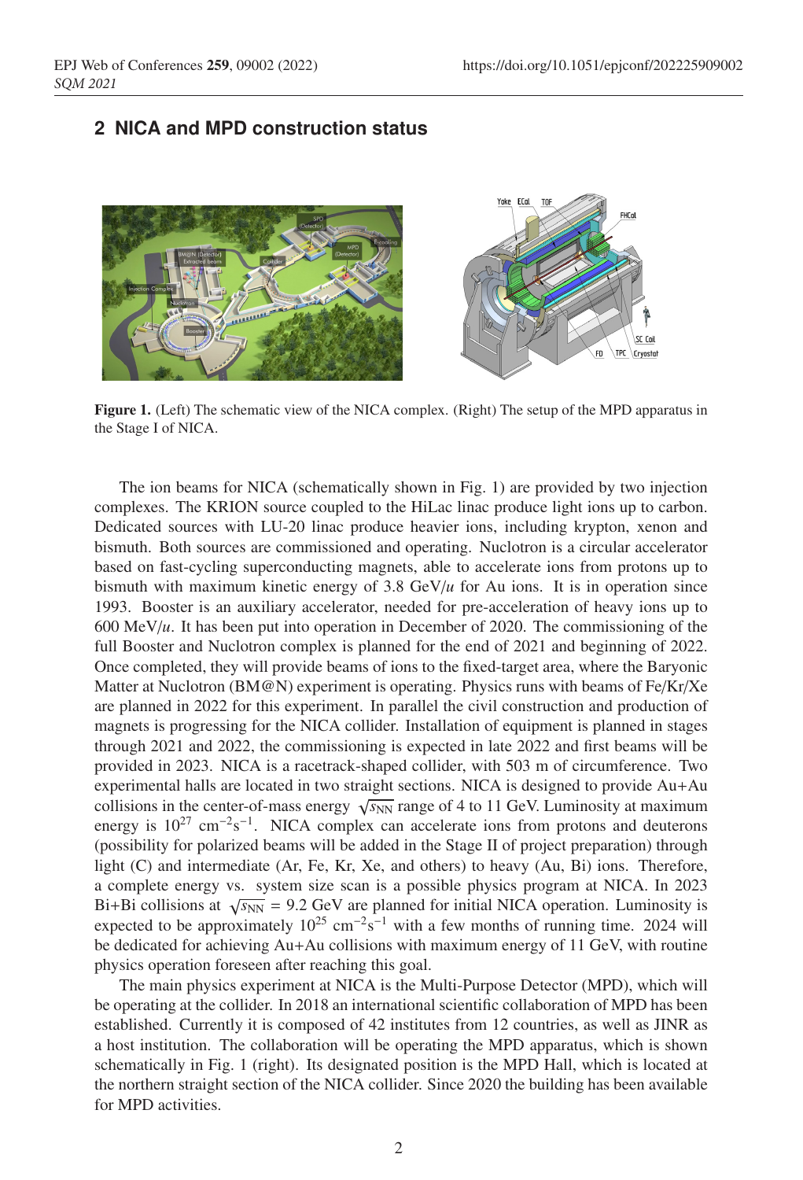## 2 NICA and MPD construction status

**Figure 1.** (Left) The schematic view of the NICA complex. (Right) The setup of the MPD apparatus in the Stage I of NICA.

The ion beams for NICA (schematically shown in Fig. 1) are provided by two injection complexes. The KRION source coupled to the HiLac linac produce light ions up to carbon. Dedicated sources with LU-20 linac produce heavier ions, including krypton, xenon and bismuth. Both sources are commissioned and operating. Nuclotron is a circular accelerator based on fast-cycling superconducting magnets, able to accelerate ions from protons up to bismuth with maximum kinetic energy of 3.8 GeV/$u$ for Au ions. It is in operation since 1993. Booster is an auxiliary accelerator, needed for pre-acceleration of heavy ions up to 600 MeV/$u$. It has been put into operation in December of 2020. The commissioning of the full Booster and Nuclotron complex is planned for the end of 2021 and beginning of 2022. Once completed, they will provide beams of ions to the fixed-target area, where the Baryonic Matter at Nuclotron (BM@N) experiment is operating. Physics runs with beams of Fe/Kr/Xe are planned in 2022 for this experiment. In parallel the civil construction and production of magnets is progressing for the NICA collider. Installation of equipment is planned in stages through 2021 and 2022, the commissioning is expected in late 2022 and first beams will be provided in 2023. NICA is a racetrack-shaped collider, with 503 m of circumference. Two experimental halls are located in two straight sections. NICA is designed to provide Au+Au collisions in the center-of-mass energy $\sqrt{s_{\mathrm{NN}}}$ range of 4 to 11 GeV. Luminosity at maximum energy is $10^{27}$ cm$^{-2}$s$^{-1}$. NICA complex can accelerate ions from protons and deuterons (possibility for polarized beams will be added in the Stage II of project preparation) through light (C) and intermediate (Ar, Fe, Kr, Xe, and others) to heavy (Au, Bi) ions. Therefore, a complete energy vs. system size scan is a possible physics program at NICA. In 2023 Bi+Bi collisions at $\sqrt{s_{\mathrm{NN}}}$ = 9.2 GeV are planned for initial NICA operation. Luminosity is expected to be approximately $10^{25}$ cm$^{-2}$s$^{-1}$ with a few months of running time. 2024 will be dedicated for achieving Au+Au collisions with maximum energy of 11 GeV, with routine physics operation foreseen after reaching this goal.

The main physics experiment at NICA is the Multi-Purpose Detector (MPD), which will be operating at the collider. In 2018 an international scientific collaboration of MPD has been established. Currently it is composed of 42 institutes from 12 countries, as well as JINR as a host institution. The collaboration will be operating the MPD apparatus, which is shown schematically in Fig. 1 (right). Its designated position is the MPD Hall, which is located at the northern straight section of the NICA collider. Since 2020 the building has been available for MPD activities.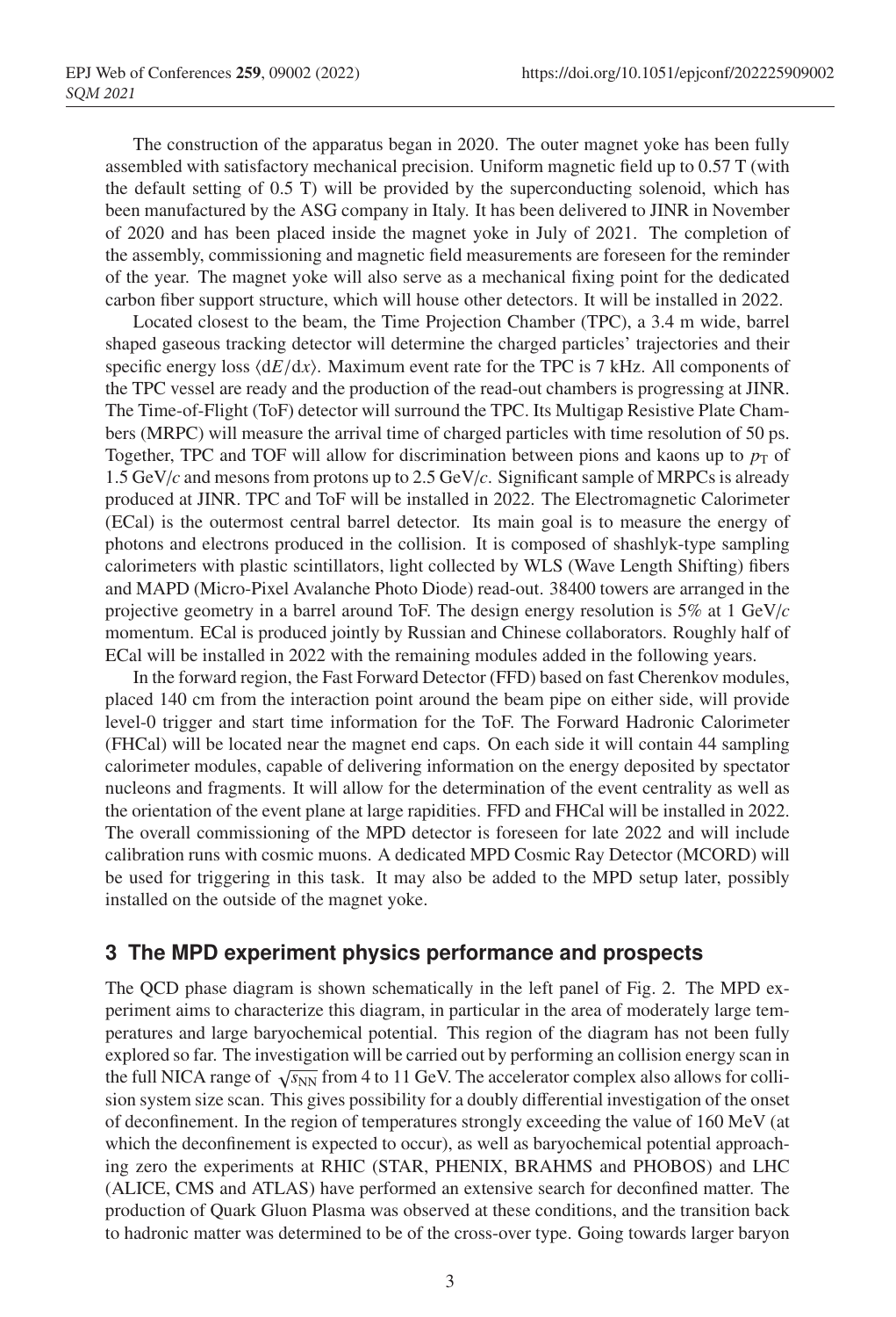The construction of the apparatus began in 2020. The outer magnet yoke has been fully assembled with satisfactory mechanical precision. Uniform magnetic field up to 0.57 T (with the default setting of 0.5 T) will be provided by the superconducting solenoid, which has been manufactured by the ASG company in Italy. It has been delivered to JINR in November of 2020 and has been placed inside the magnet yoke in July of 2021. The completion of the assembly, commissioning and magnetic field measurements are foreseen for the reminder of the year. The magnet yoke will also serve as a mechanical fixing point for the dedicated carbon fiber support structure, which will house other detectors. It will be installed in 2022.

Located closest to the beam, the Time Projection Chamber (TPC), a 3.4 m wide, barrel shaped gaseous tracking detector will determine the charged particles' trajectories and their specific energy loss $\langle dE/dx \rangle$. Maximum event rate for the TPC is 7 kHz. All components of the TPC vessel are ready and the production of the read-out chambers is progressing at JINR. The Time-of-Flight (ToF) detector will surround the TPC. Its Multigap Resistive Plate Chambers (MRPC) will measure the arrival time of charged particles with time resolution of 50 ps. Together, TPC and TOF will allow for discrimination between pions and kaons up to $p_T$ of 1.5 GeV/$c$ and mesons from protons up to 2.5 GeV/$c$. Significant sample of MRPCs is already produced at JINR. TPC and ToF will be installed in 2022. The Electromagnetic Calorimeter (ECal) is the outermost central barrel detector. Its main goal is to measure the energy of photons and electrons produced in the collision. It is composed of shashlyk-type sampling calorimeters with plastic scintillators, light collected by WLS (Wave Length Shifting) fibers and MAPD (Micro-Pixel Avalanche Photo Diode) read-out. 38400 towers are arranged in the projective geometry in a barrel around ToF. The design energy resolution is 5% at 1 GeV/$c$ momentum. ECal is produced jointly by Russian and Chinese collaborators. Roughly half of ECal will be installed in 2022 with the remaining modules added in the following years.

In the forward region, the Fast Forward Detector (FFD) based on fast Cherenkov modules, placed 140 cm from the interaction point around the beam pipe on either side, will provide level-0 trigger and start time information for the ToF. The Forward Hadronic Calorimeter (FHCal) will be located near the magnet end caps. On each side it will contain 44 sampling calorimeter modules, capable of delivering information on the energy deposited by spectator nucleons and fragments. It will allow for the determination of the event centrality as well as the orientation of the event plane at large rapidities. FFD and FHCal will be installed in 2022. The overall commissioning of the MPD detector is foreseen for late 2022 and will include calibration runs with cosmic muons. A dedicated MPD Cosmic Ray Detector (MCORD) will be used for triggering in this task. It may also be added to the MPD setup later, possibly installed on the outside of the magnet yoke.

## 3 The MPD experiment physics performance and prospects

The QCD phase diagram is shown schematically in the left panel of Fig. 2. The MPD experiment aims to characterize this diagram, in particular in the area of moderately large temperatures and large baryochemical potential. This region of the diagram has not been fully explored so far. The investigation will be carried out by performing an collision energy scan in the full NICA range of $\sqrt{s_{NN}}$ from 4 to 11 GeV. The accelerator complex also allows for collision system size scan. This gives possibility for a doubly differential investigation of the onset of deconfinement. In the region of temperatures strongly exceeding the value of 160 MeV (at which the deconfinement is expected to occur), as well as baryochemical potential approaching zero the experiments at RHIC (STAR, PHENIX, BRAHMS and PHOBOS) and LHC (ALICE, CMS and ATLAS) have performed an extensive search for deconfined matter. The production of Quark Gluon Plasma was observed at these conditions, and the transition back to hadronic matter was determined to be of the cross-over type. Going towards larger baryon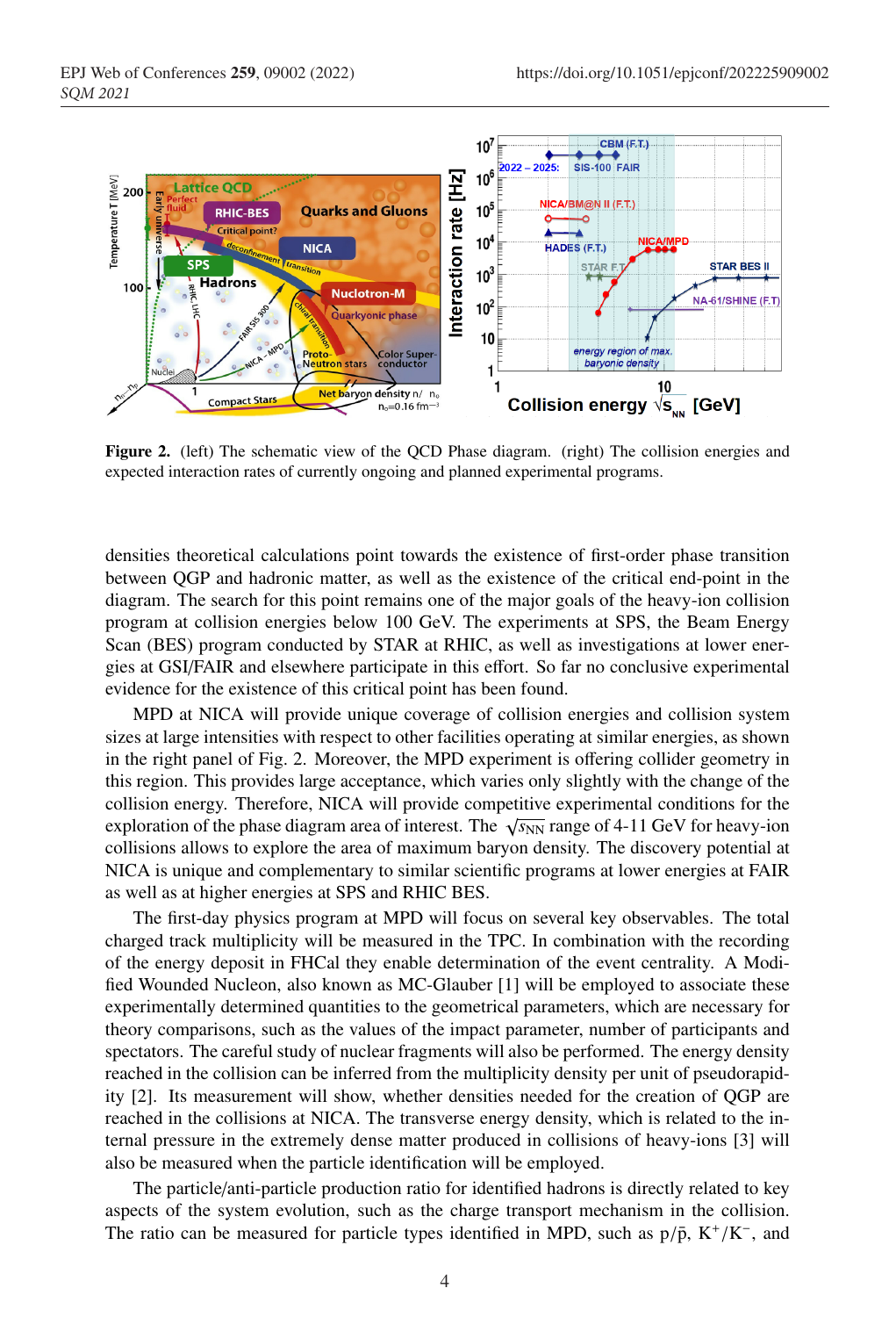**Figure 2.** (left) The schematic view of the QCD Phase diagram. (right) The collision energies and expected interaction rates of currently ongoing and planned experimental programs.

densities theoretical calculations point towards the existence of first-order phase transition between QGP and hadronic matter, as well as the existence of the critical end-point in the diagram. The search for this point remains one of the major goals of the heavy-ion collision program at collision energies below 100 GeV. The experiments at SPS, the Beam Energy Scan (BES) program conducted by STAR at RHIC, as well as investigations at lower energies at GSI/FAIR and elsewhere participate in this effort. So far no conclusive experimental evidence for the existence of this critical point has been found.

MPD at NICA will provide unique coverage of collision energies and collision system sizes at large intensities with respect to other facilities operating at similar energies, as shown in the right panel of Fig. 2. Moreover, the MPD experiment is offering collider geometry in this region. This provides large acceptance, which varies only slightly with the change of the collision energy. Therefore, NICA will provide competitive experimental conditions for the exploration of the phase diagram area of interest. The $\sqrt{s_{NN}}$ range of 4-11 GeV for heavy-ion collisions allows to explore the area of maximum baryon density. The discovery potential at NICA is unique and complementary to similar scientific programs at lower energies at FAIR as well as at higher energies at SPS and RHIC BES.

The first-day physics program at MPD will focus on several key observables. The total charged track multiplicity will be measured in the TPC. In combination with the recording of the energy deposit in FHCal they enable determination of the event centrality. A Modified Wounded Nucleon, also known as MC-Glauber [1] will be employed to associate these experimentally determined quantities to the geometrical parameters, which are necessary for theory comparisons, such as the values of the impact parameter, number of participants and spectators. The careful study of nuclear fragments will also be performed. The energy density reached in the collision can be inferred from the multiplicity density per unit of pseudorapidity [2]. Its measurement will show, whether densities needed for the creation of QGP are reached in the collisions at NICA. The transverse energy density, which is related to the internal pressure in the extremely dense matter produced in collisions of heavy-ions [3] will also be measured when the particle identification will be employed.

The particle/anti-particle production ratio for identified hadrons is directly related to key aspects of the system evolution, such as the charge transport mechanism in the collision. The ratio can be measured for particle types identified in MPD, such as $p/\bar{p}$, $K^+/K^-$, and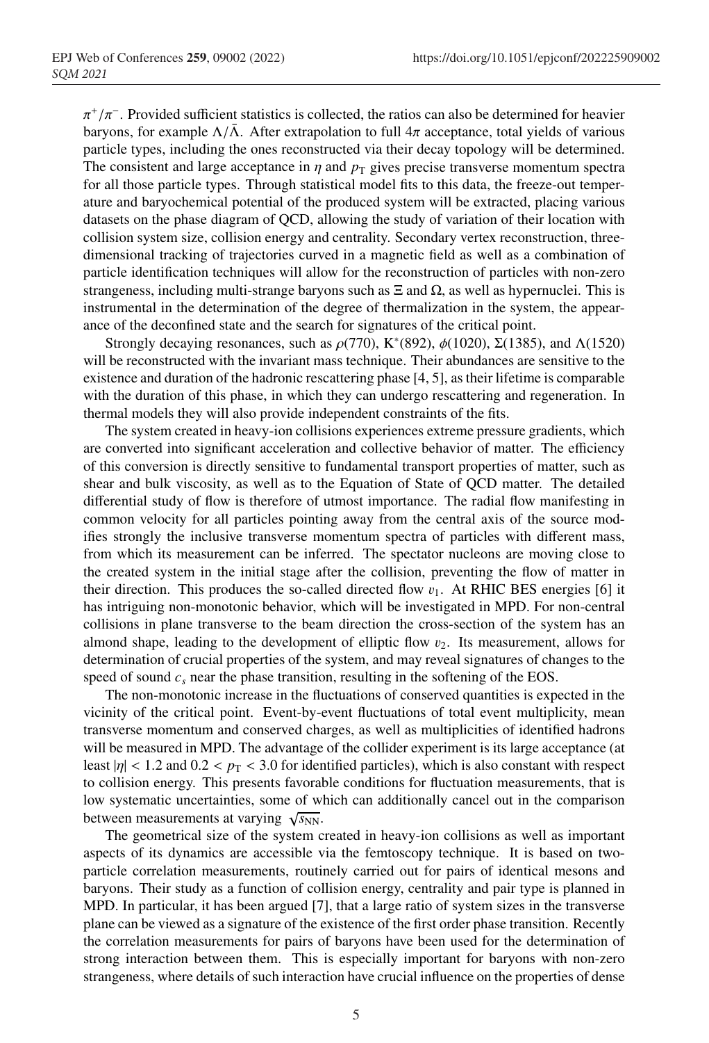$\pi^+/\pi^-$. Provided sufficient statistics is collected, the ratios can also be determined for heavier baryons, for example $\Lambda/\bar{\Lambda}$. After extrapolation to full $4\pi$ acceptance, total yields of various particle types, including the ones reconstructed via their decay topology will be determined. The consistent and large acceptance in $\eta$ and $p_{\mathrm{T}}$ gives precise transverse momentum spectra for all those particle types. Through statistical model fits to this data, the freeze-out temperature and baryochemical potential of the produced system will be extracted, placing various datasets on the phase diagram of QCD, allowing the study of variation of their location with collision system size, collision energy and centrality. Secondary vertex reconstruction, three-dimensional tracking of trajectories curved in a magnetic field as well as a combination of particle identification techniques will allow for the reconstruction of particles with non-zero strangeness, including multi-strange baryons such as $\Xi$ and $\Omega$, as well as hypernuclei. This is instrumental in the determination of the degree of thermalization in the system, the appearance of the deconfined state and the search for signatures of the critical point.

Strongly decaying resonances, such as $\rho(770)$, $\mathrm{K}^*(892)$, $\phi(1020)$, $\Sigma(1385)$, and $\Lambda(1520)$ will be reconstructed with the invariant mass technique. Their abundances are sensitive to the existence and duration of the hadronic rescattering phase [4, 5], as their lifetime is comparable with the duration of this phase, in which they can undergo rescattering and regeneration. In thermal models they will also provide independent constraints of the fits.

The system created in heavy-ion collisions experiences extreme pressure gradients, which are converted into significant acceleration and collective behavior of matter. The efficiency of this conversion is directly sensitive to fundamental transport properties of matter, such as shear and bulk viscosity, as well as to the Equation of State of QCD matter. The detailed differential study of flow is therefore of utmost importance. The radial flow manifesting in common velocity for all particles pointing away from the central axis of the source modifies strongly the inclusive transverse momentum spectra of particles with different mass, from which its measurement can be inferred. The spectator nucleons are moving close to the created system in the initial stage after the collision, preventing the flow of matter in their direction. This produces the so-called directed flow $v_1$. At RHIC BES energies [6] it has intriguing non-monotonic behavior, which will be investigated in MPD. For non-central collisions in plane transverse to the beam direction the cross-section of the system has an almond shape, leading to the development of elliptic flow $v_2$. Its measurement, allows for determination of crucial properties of the system, and may reveal signatures of changes to the speed of sound $c_s$ near the phase transition, resulting in the softening of the EOS.

The non-monotonic increase in the fluctuations of conserved quantities is expected in the vicinity of the critical point. Event-by-event fluctuations of total event multiplicity, mean transverse momentum and conserved charges, as well as multiplicities of identified hadrons will be measured in MPD. The advantage of the collider experiment is its large acceptance (at least $|\eta| < 1.2$ and $0.2 < p_{\mathrm{T}} < 3.0$ for identified particles), which is also constant with respect to collision energy. This presents favorable conditions for fluctuation measurements, that is low systematic uncertainties, some of which can additionally cancel out in the comparison between measurements at varying $\sqrt{s_{\mathrm{NN}}}$.

The geometrical size of the system created in heavy-ion collisions as well as important aspects of its dynamics are accessible via the femtoscopy technique. It is based on two-particle correlation measurements, routinely carried out for pairs of identical mesons and baryons. Their study as a function of collision energy, centrality and pair type is planned in MPD. In particular, it has been argued [7], that a large ratio of system sizes in the transverse plane can be viewed as a signature of the existence of the first order phase transition. Recently the correlation measurements for pairs of baryons have been used for the determination of strong interaction between them. This is especially important for baryons with non-zero strangeness, where details of such interaction have crucial influence on the properties of dense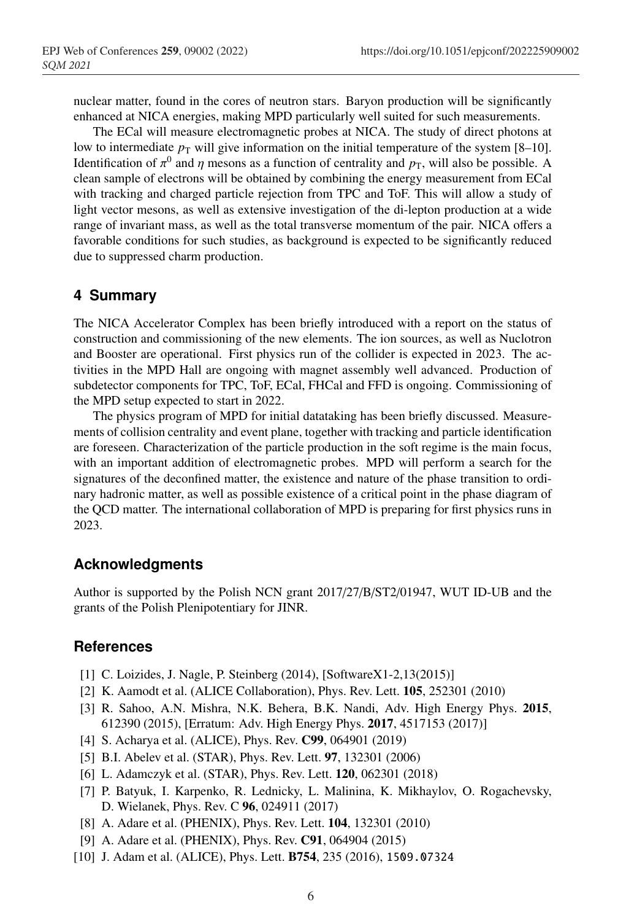nuclear matter, found in the cores of neutron stars. Baryon production will be significantly enhanced at NICA energies, making MPD particularly well suited for such measurements.

The ECal will measure electromagnetic probes at NICA. The study of direct photons at low to intermediate $p_{\mathrm{T}}$ will give information on the initial temperature of the system [8–10]. Identification of $\pi^0$ and $\eta$ mesons as a function of centrality and $p_{\mathrm{T}}$, will also be possible. A clean sample of electrons will be obtained by combining the energy measurement from ECal with tracking and charged particle rejection from TPC and ToF. This will allow a study of light vector mesons, as well as extensive investigation of the di-lepton production at a wide range of invariant mass, as well as the total transverse momentum of the pair. NICA offers a favorable conditions for such studies, as background is expected to be significantly reduced due to suppressed charm production.

## 4 Summary

The NICA Accelerator Complex has been briefly introduced with a report on the status of construction and commissioning of the new elements. The ion sources, as well as Nuclotron and Booster are operational. First physics run of the collider is expected in 2023. The activities in the MPD Hall are ongoing with magnet assembly well advanced. Production of subdetector components for TPC, ToF, ECal, FHCal and FFD is ongoing. Commissioning of the MPD setup expected to start in 2022.

The physics program of MPD for initial datataking has been briefly discussed. Measurements of collision centrality and event plane, together with tracking and particle identification are foreseen. Characterization of the particle production in the soft regime is the main focus, with an important addition of electromagnetic probes. MPD will perform a search for the signatures of the deconfined matter, the existence and nature of the phase transition to ordinary hadronic matter, as well as possible existence of a critical point in the phase diagram of the QCD matter. The international collaboration of MPD is preparing for first physics runs in 2023.

## Acknowledgments

Author is supported by the Polish NCN grant 2017/27/B/ST2/01947, WUT ID-UB and the grants of the Polish Plenipotentiary for JINR.

## References

[1] C. Loizides, J. Nagle, P. Steinberg (2014), [SoftwareX1-2,13(2015)]

[2] K. Aamodt et al. (ALICE Collaboration), Phys. Rev. Lett. **105**, 252301 (2010)

[3] R. Sahoo, A.N. Mishra, N.K. Behera, B.K. Nandi, Adv. High Energy Phys. **2015**, 612390 (2015), [Erratum: Adv. High Energy Phys. **2017**, 4517153 (2017)]

[4] S. Acharya et al. (ALICE), Phys. Rev. **C99**, 064901 (2019)

[5] B.I. Abelev et al. (STAR), Phys. Rev. Lett. **97**, 132301 (2006)

[6] L. Adamczyk et al. (STAR), Phys. Rev. Lett. **120**, 062301 (2018)

[7] P. Batyuk, I. Karpenko, R. Lednicky, L. Malinina, K. Mikhaylov, O. Rogachevsky, D. Wielanek, Phys. Rev. C **96**, 024911 (2017)

[8] A. Adare et al. (PHENIX), Phys. Rev. Lett. **104**, 132301 (2010)

[9] A. Adare et al. (PHENIX), Phys. Rev. **C91**, 064904 (2015)

[10] J. Adam et al. (ALICE), Phys. Lett. **B754**, 235 (2016), 1509.07324